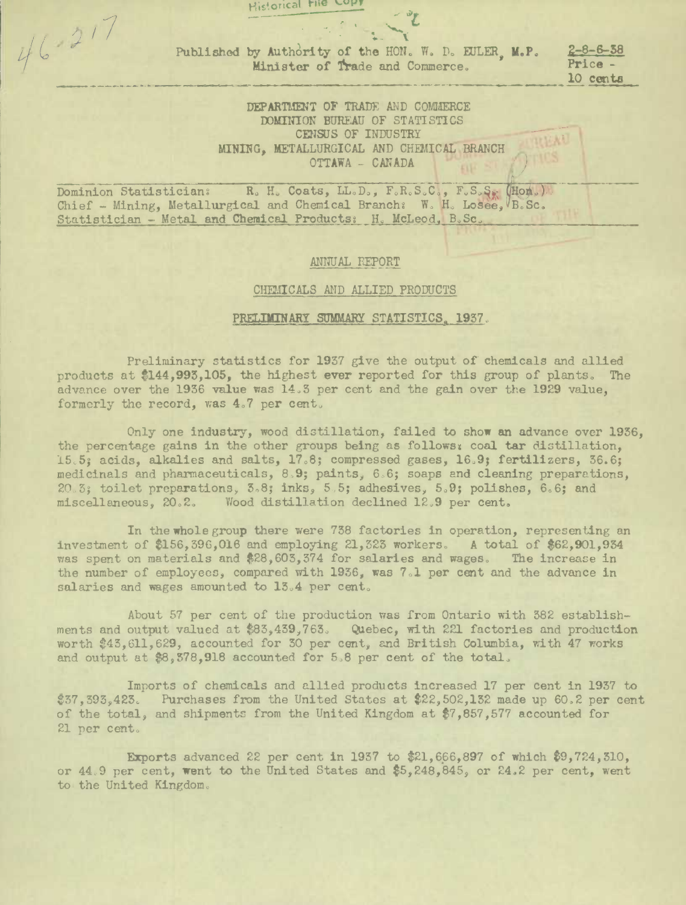Historical File Copy

46-217

Published by Authority of the HON. W. D. EULER, M.P. Minister of Trade and Commerce.

2-8-6-38
Price - 10 cents

DEPARTMENT OF TRADE AND COMMERCE
DOMINION BUREAU OF STATISTICS
CENSUS OF INDUSTRY
MINING, METALLURGICAL AND CHEMICAL BRANCH
OTTAWA - CANADA

Dominion Statistician: R. H. Coats, LL.D., F.R.S.C., F.S.S. (Hon.)
Chief - Mining, Metallurgical and Chemical Branch: W. H. Losee, B.Sc.
Statistician - Metal and Chemical Products: H. McLeod, B.Sc.

ANNUAL REPORT

CHEMICALS AND ALLIED PRODUCTS

PRELIMINARY SUMMARY STATISTICS, 1937.

Preliminary statistics for 1937 give the output of chemicals and allied products at $144,993,105, the highest ever reported for this group of plants. The advance over the 1936 value was 14.3 per cent and the gain over the 1929 value, formerly the record, was 4.7 per cent.

Only one industry, wood distillation, failed to show an advance over 1936, the percentage gains in the other groups being as follows: coal tar distillation, 15.5; acids, alkalies and salts, 17.8; compressed gases, 16.9; fertilizers, 36.6; medicinals and pharmaceuticals, 8.9; paints, 6.6; soaps and cleaning preparations, 20.3; toilet preparations, 3.8; inks, 5.5; adhesives, 5.9; polishes, 6.6; and miscellaneous, 20.2. Wood distillation declined 12.9 per cent.

In the whole group there were 738 factories in operation, representing an investment of $156,396,016 and employing 21,323 workers. A total of $62,901,934 was spent on materials and $28,603,374 for salaries and wages. The increase in the number of employees, compared with 1936, was 7.1 per cent and the advance in salaries and wages amounted to 13.4 per cent.

About 57 per cent of the production was from Ontario with 382 establishments and output valued at $83,439,763. Quebec, with 221 factories and production worth $43,611,629, accounted for 30 per cent, and British Columbia, with 47 works and output at $8,378,918 accounted for 5.8 per cent of the total.

Imports of chemicals and allied products increased 17 per cent in 1937 to $37,393,423. Purchases from the United States at $22,502,132 made up 60.2 per cent of the total, and shipments from the United Kingdom at $7,857,577 accounted for 21 per cent.

Exports advanced 22 per cent in 1937 to $21,666,897 of which $9,724,310, or 44.9 per cent, went to the United States and $5,248,845, or 24.2 per cent, went to the United Kingdom.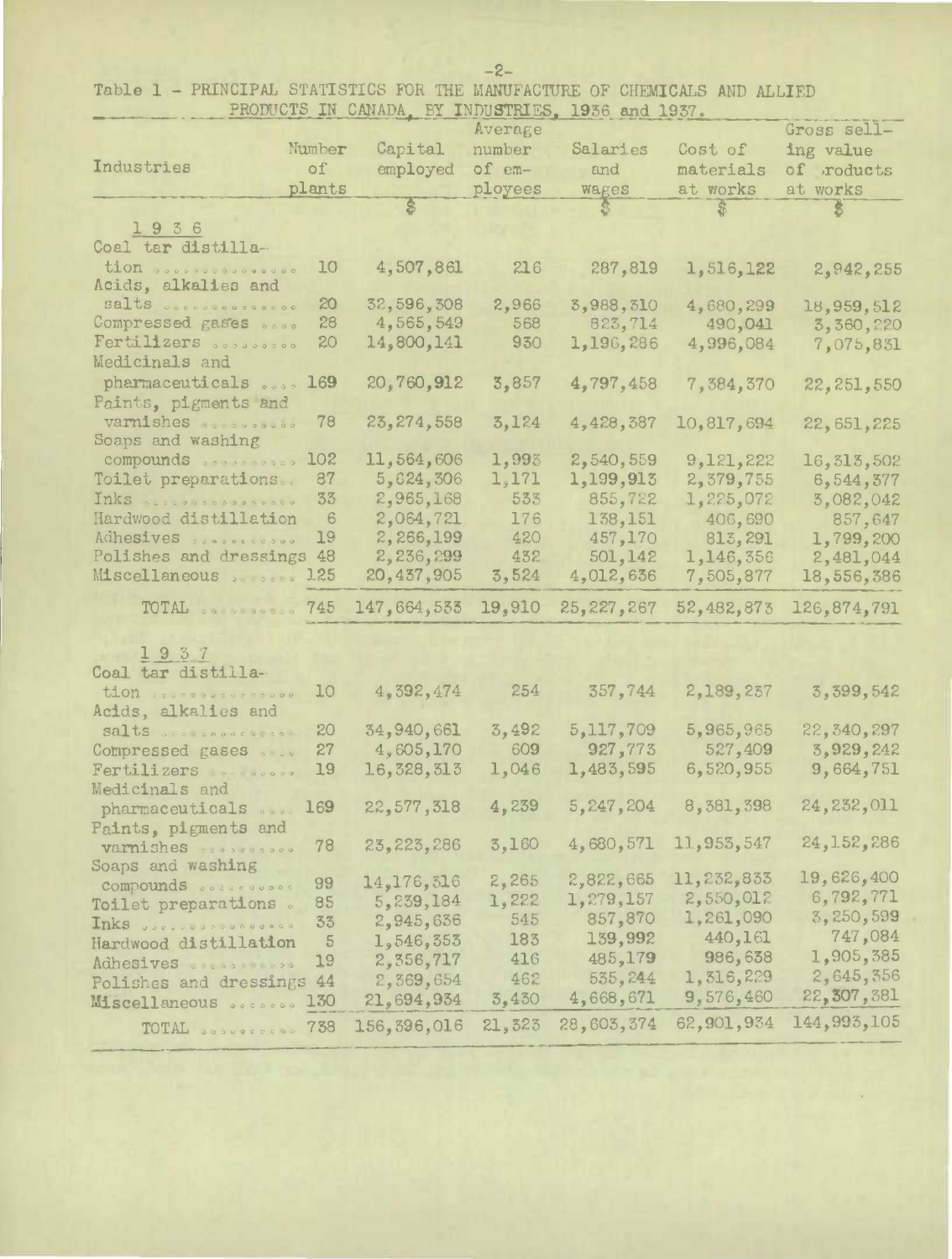Table 1 - PRINCIPAL STATISTICS FOR THE MANUFACTURE OF CHEMICALS AND ALLIED PRODUCTS IN CANADA, BY INDUSTRIES, 1936 and 1937.

| Industries | Number of plants | Capital employed | Average number of employees | Salaries and wages | Cost of materials at works | Gross selling value of products at works |
|---|---|---|---|---|---|---|
| | | $ | | $ | $ | $ |
| **1936** | | | | | | |
| Coal tar distillation | 10 | 4,507,861 | 216 | 287,819 | 1,516,122 | 2,942,255 |
| Acids, alkalies and salts | 20 | 32,596,308 | 2,966 | 3,988,310 | 4,680,299 | 18,959,512 |
| Compressed gases | 28 | 4,565,549 | 568 | 823,714 | 490,041 | 3,360,220 |
| Fertilizers | 20 | 14,800,141 | 930 | 1,196,286 | 4,996,084 | 7,075,831 |
| Medicinals and pharmaceuticals | 169 | 20,760,912 | 3,857 | 4,797,458 | 7,384,370 | 22,251,550 |
| Paints, pigments and varnishes | 78 | 23,274,558 | 3,124 | 4,428,387 | 10,817,694 | 22,651,225 |
| Soaps and washing compounds | 102 | 11,564,606 | 1,993 | 2,540,559 | 9,121,222 | 16,313,502 |
| Toilet preparations | 87 | 5,624,306 | 1,171 | 1,199,913 | 2,379,755 | 6,544,377 |
| Inks | 33 | 2,965,168 | 533 | 855,722 | 1,225,072 | 3,082,042 |
| Hardwood distillation | 6 | 2,064,721 | 176 | 138,151 | 406,690 | 857,647 |
| Adhesives | 19 | 2,266,199 | 420 | 457,170 | 813,291 | 1,799,200 |
| Polishes and dressings | 48 | 2,236,299 | 432 | 501,142 | 1,146,356 | 2,481,044 |
| Miscellaneous | 125 | 20,437,905 | 3,524 | 4,012,636 | 7,505,877 | 18,556,386 |
| TOTAL | 745 | 147,664,533 | 19,910 | 25,227,267 | 52,482,873 | 126,874,791 |
| **1937** | | | | | | |
| Coal tar distillation | 10 | 4,392,474 | 254 | 357,744 | 2,189,237 | 3,399,542 |
| Acids, alkalies and salts | 20 | 34,940,661 | 3,492 | 5,117,709 | 5,965,965 | 22,340,297 |
| Compressed gases | 27 | 4,605,170 | 609 | 927,773 | 527,409 | 3,929,242 |
| Fertilizers | 19 | 16,328,313 | 1,046 | 1,483,595 | 6,520,955 | 9,664,751 |
| Medicinals and pharmaceuticals | 169 | 22,577,318 | 4,239 | 5,247,204 | 8,381,398 | 24,232,011 |
| Paints, pigments and varnishes | 78 | 23,223,286 | 3,160 | 4,680,571 | 11,953,547 | 24,152,286 |
| Soaps and washing compounds | 99 | 14,176,316 | 2,265 | 2,822,665 | 11,232,833 | 19,626,400 |
| Toilet preparations | 85 | 5,239,184 | 1,222 | 1,279,157 | 2,550,012 | 6,792,771 |
| Inks | 33 | 2,945,636 | 545 | 857,870 | 1,261,090 | 3,250,599 |
| Hardwood distillation | 5 | 1,546,353 | 183 | 139,992 | 440,161 | 747,084 |
| Adhesives | 19 | 2,356,717 | 416 | 485,179 | 986,638 | 1,905,385 |
| Polishes and dressings | 44 | 2,369,654 | 462 | 535,244 | 1,316,229 | 2,645,356 |
| Miscellaneous | 130 | 21,694,934 | 3,430 | 4,668,671 | 9,576,460 | 22,307,381 |
| TOTAL | 738 | 156,396,016 | 21,323 | 28,603,374 | 62,901,934 | 144,993,105 |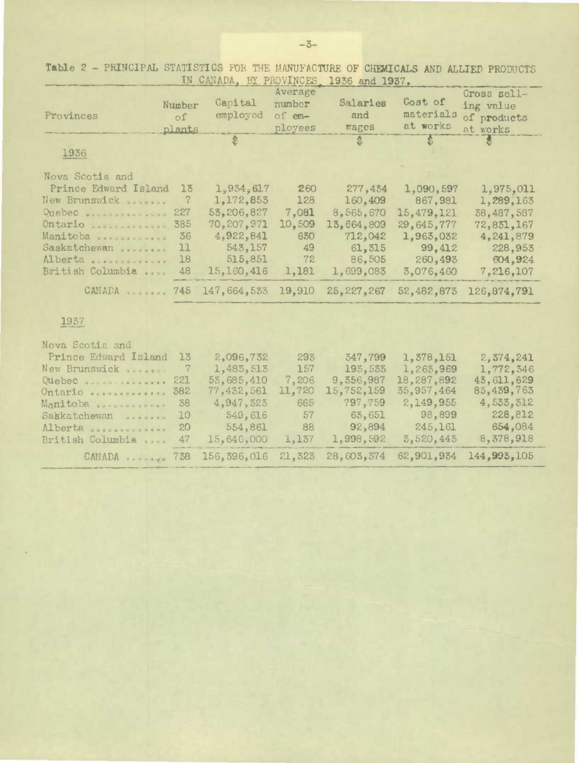Table 2 - PRINCIPAL STATISTICS FOR THE MANUFACTURE OF CHEMICALS AND ALLIED PRODUCTS IN CANADA, BY PROVINCES, 1936 and 1937.

| Provinces | Number of plants | Capital employed | Average number of employees | Salaries and wages | Cost of materials at works | Gross selling value of products at works |
|---|---|---|---|---|---|---|
| | | $ | | $ | $ | $ |
| **1936** | | | | | | |
| Nova Scotia and Prince Edward Island | 13 | 1,934,617 | 260 | 277,434 | 1,090,597 | 1,975,011 |
| New Brunswick | 7 | 1,172,853 | 128 | 160,409 | 867,981 | 1,289,163 |
| Quebec | 227 | 53,206,827 | 7,081 | 8,565,670 | 15,479,121 | 38,487,587 |
| Ontario | 385 | 70,207,971 | 10,509 | 13,664,809 | 29,645,777 | 72,831,167 |
| Manitoba | 36 | 4,922,841 | 630 | 712,042 | 1,963,032 | 4,241,879 |
| Saskatchewan | 11 | 543,157 | 49 | 61,315 | 99,412 | 228,953 |
| Alberta | 18 | 515,851 | 72 | 86,505 | 260,493 | 604,924 |
| British Columbia | 48 | 15,160,416 | 1,181 | 1,699,083 | 3,076,460 | 7,216,107 |
| CANADA | 745 | 147,664,533 | 19,910 | 25,227,267 | 52,482,873 | 126,874,791 |
| **1937** | | | | | | |
| Nova Scotia and Prince Edward Island | 13 | 2,096,732 | 293 | 347,799 | 1,378,151 | 2,374,241 |
| New Brunswick | 7 | 1,483,513 | 157 | 193,533 | 1,263,969 | 1,772,346 |
| Quebec | 221 | 53,685,410 | 7,206 | 9,356,987 | 18,287,892 | 43,611,629 |
| Ontario | 382 | 77,432,561 | 11,720 | 15,752,159 | 35,957,464 | 83,439,763 |
| Manitoba | 38 | 4,947,323 | 665 | 797,759 | 2,149,955 | 4,533,312 |
| Saskatchewan | 10 | 549,616 | 57 | 63,651 | 98,899 | 228,812 |
| Alberta | 20 | 554,861 | 88 | 92,894 | 245,161 | 654,084 |
| British Columbia | 47 | 15,646,000 | 1,137 | 1,998,592 | 3,520,443 | 8,378,918 |
| CANADA | 738 | 156,396,016 | 21,323 | 28,603,374 | 62,901,934 | 144,993,105 |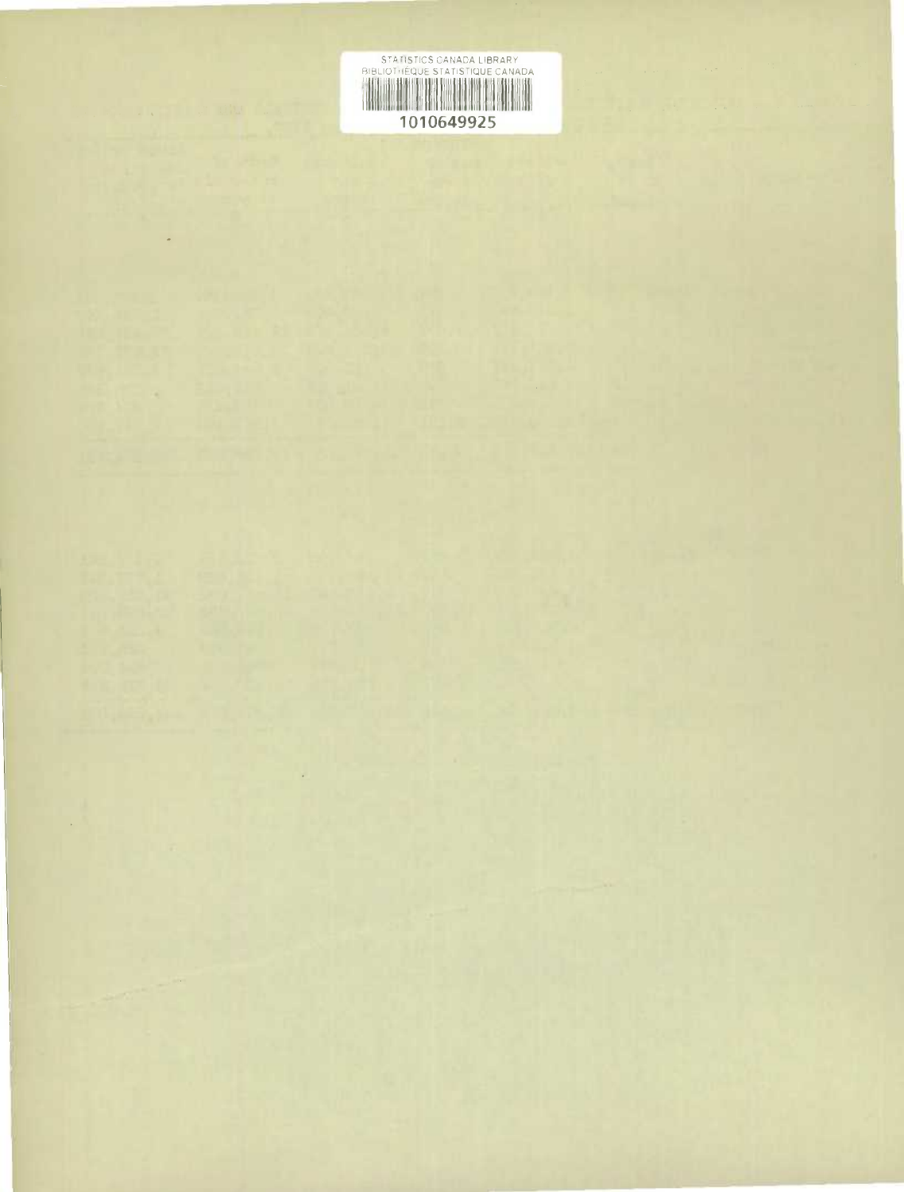STATISTICS CANADA LIBRARY
BIBLIOTHÈQUE STATISTIQUE CANADA

1010649925